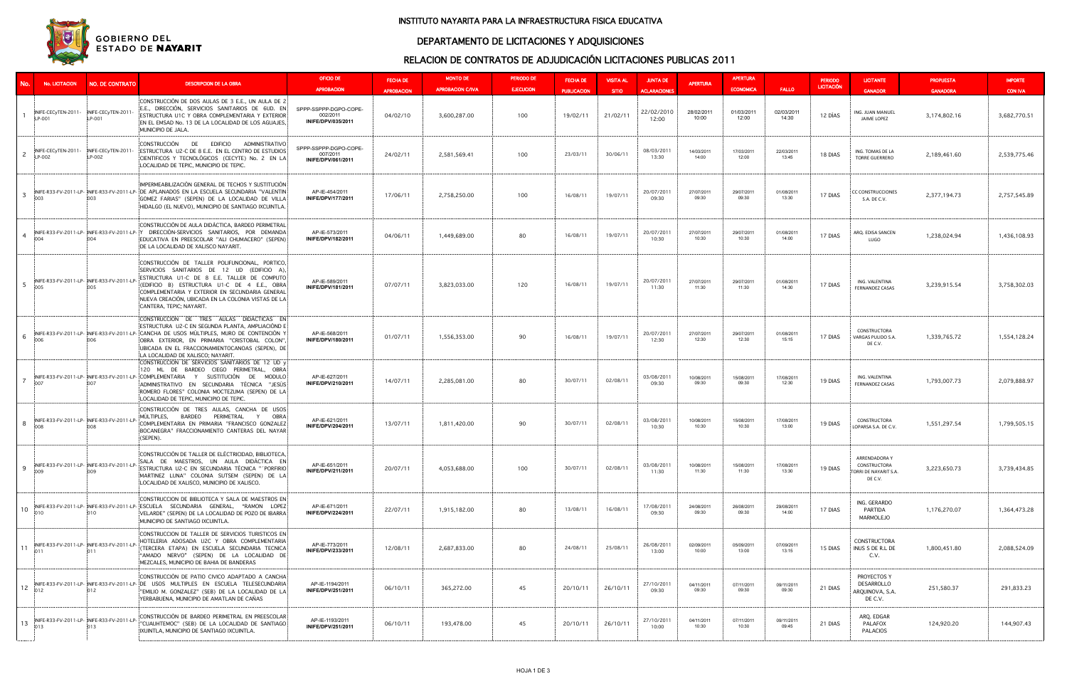GOBIERNO DEL ESTADO DE NAYARIT

# INSTITUTO NAYARITA PARA LA INFRAESTRUCTURA FISICA EDUCATIVA

## DEPARTAMENTO DE LICITACIONES Y ADQUISICIONES

## RELACION DE CONTRATOS DE ADJUDICACIÓN LICITACIONES PUBLICAS 2011

| No. | No. LICITACION | NO. DE CONTRATO | DESCRIPCION DE LA OBRA | OFICIO DE APROBACION | FECHA DE APROBACION | MONTO DE APROBACION C/IVA | PERIODO DE EJECUCION | FECHA DE PUBLICACION | VISITA AL SITIO | JUNTA DE ACLARACIONES | APERTURA | APERTURA ECONOMICA | FALLO | PERIODO LICITACIÓN | LICITANTE GANADOR | PROPUESTA GANADORA | IMPORTE CON IVA |
|---|---|---|---|---|---|---|---|---|---|---|---|---|---|---|---|---|---|
| 1 | INIFE-CECyTEN-2011-LP-001 | INIFE-CECyTEN-2011-LP-001 | CONSTRUCCIÓN DE DOS AULAS DE 3 E.E., UN AULA DE 2 E.E., DIRECCIÓN, SERVICIOS SANITARIOS DE 6UD. EN ESTRUCTURA U1C Y OBRA COMPLEMENTARIA Y EXTERIOR EN EL EMSAD No. 13 DE LA LOCALIDAD DE LOS AGUAJES, MUNICIPIO DE JALA. | SPPP-SSPPP-DGPO-COPE-002/2011 INIFE/DPV/035/2011 | 04/02/10 | 3,600,287.00 | 100 | 19/02/11 | 21/02/11 | 22/02/2010 12:00 | 28/02/2011 10:00 | 01/03/2011 12:00 | 02/03/2011 14:30 | 12 DÍAS | ING. JUAN MANUEL JAIME LOPEZ | 3,174,802.16 | 3,682,770.51 |
| 2 | INIFE-CECyTEN-2011-LP-002 | INIFE-CECyTEN-2011-LP-002 | CONSTRUCCIÓN DE EDIFICIO ADMINISTRATIVO ESTRUCTURA U2-C DE 8 E.E. EN EL CENTRO DE ESTUDIOS CIENTIFICOS Y TECNOLÓGICOS (CECyTE) No. 2 EN LA LOCALIDAD DE TEPIC, MUNICIPIO DE TEPIC. | SPPP-SSPPP-DGPO-COPE-007/2011 INIFE/DPV/061/2011 | 24/02/11 | 2,581,569.41 | 100 | 23/03/11 | 30/06/11 | 08/03/2011 13:30 | 14/03/2011 14:00 | 17/03/2011 12:00 | 22/03/2011 13:45 | 18 DIAS | ING. TOMAS DE LA TORRE GUERRERO | 2,189,461.60 | 2,539,775.46 |
| 3 | INIFE-R33-FV-2011-LP-003 | INIFE-R33-FV-2011-LP-003 | IMPERMEABILIZACIÓN GENERAL DE TECHOS Y SUSTITUCIÓN DE APLANADOS EN LA ESCUELA SECUNDARIA "VALENTIN GOMEZ FARIAS" (SEPEN) DE LA LOCALIDAD DE VILLA HIDALGO (EL NUEVO), MUNICIPIO DE SANTIAGO IXCUINTLA. | AP-IE-454/2011 INIFE/DPV/177/2011 | 17/06/11 | 2,758,250.00 | 100 | 16/08/11 | 19/07/11 | 20/07/2011 09:30 | 27/07/2011 09:30 | 29/07/2011 09:30 | 01/08/2011 13:30 | 17 DIAS | CC CONSTRUCCIONES S.A. DE C.V. | 2,377,194.73 | 2,757,545.89 |
| 4 | INIFE-R33-FV-2011-LP-004 | INIFE-R33-FV-2011-LP-004 | CONSTRUCCIÓN DE AULA DIDÁCTICA, BARDEO PERIMETRAL Y DIRECCIÓN-SERVICIOS SANITARIOS, POR DEMANDA EDUCATIVA EN PREESCOLAR "ALI CHUMACERO" (SEPEN) DE LA LOCALIDAD DE XALISCO NAYARIT. | AP-IE-573/2011 INIFE/DPV/182/2011 | 04/06/11 | 1,449,689.00 | 80 | 16/08/11 | 19/07/11 | 20/07/2011 10:30 | 27/07/2011 10:30 | 29/07/2011 10:30 | 01/08/2011 14:00 | 17 DIAS | ARQ. EDISA SANCEN LUGO | 1,238,024.94 | 1,436,108.93 |
| 5 | INIFE-R33-FV-2011-LP-005 | INIFE-R33-FV-2011-LP-005 | CONSTRUCCIÓN DE TALLER POLIFUNCIONAL, PORTICO, SERVICIOS SANITARIOS DE 12 UD (EDIFICIO A), ESTRUCTURA U1-C DE 8 E.E. TALLER DE COMPUTO (EDIFICIO B) ESTRUCTURA U1-C DE 4 E.E., OBRA COMPLEMENTARIA Y EXTERIOR EN SECUNDARIA GENERAL NUEVA CREACIÓN, UBICADA EN LA COLONIA VISTAS DE LA CANTERA, TEPIC; NAYARIT. | AP-IE-589/2011 INIFE/DPV/181/2011 | 07/07/11 | 3,823,033.00 | 120 | 16/08/11 | 19/07/11 | 20/07/2011 11:30 | 27/07/2011 11:30 | 29/07/2011 11:30 | 01/08/2011 14:30 | 17 DIAS | ING. VALENTINA FERNANDEZ CASAS | 3,239,915.54 | 3,758,302.03 |
| 6 | INIFE-R33-FV-2011-LP-006 | INIFE-R33-FV-2011-LP-006 | CONSTRUCCIÓN DE TRES AULAS DIDÁCTICAS EN ESTRUCTURA U2-C EN SEGUNDA PLANTA, AMPLIACIÓN E CANCHA DE USOS MÚLTIPLES, MURO DE CONTENCIÓN Y OBRA EXTERIOR, EN PRIMARIA "CRISTOBAL COLON", UBICADA EN EL FRACCIONAMIENTOCANOAS (SEPEN), DE LA LOCALIDAD DE XALISCO; NAYARIT. | AP-IE-568/2011 INIFE/DPV/180/2011 | 01/07/11 | 1,556,353.00 | 90 | 16/08/11 | 19/07/11 | 20/07/2011 12:30 | 27/07/2011 12:30 | 29/07/2011 12:30 | 01/08/2011 15:15 | 17 DIAS | CONSTRUCTORA VARGAS PULIDO S.A. DE C.V. | 1,339,765.72 | 1,554,128.24 |
| 7 | INIFE-R33-FV-2011-LP-007 | INIFE-R33-FV-2011-LP-007 | CONSTRUCCIÓN DE SERVICIOS SANITARIOS DE 12 UD y 120 ML DE BARDEO CIEGO PERIMETRAL, OBRA COMPLEMENTARIA Y SUSTITUCIÓN DE MODULO ADMINISTRATIVO EN SECUNDARIA TÉCNICA "JESÚS ROMERO FLORES" COLONIA MOCTEZUMA (SEPEN) DE LA LOCALIDAD DE TEPIC, MUNICIPIO DE TEPIC. | AP-IE-627/2011 INIFE/DPV/210/2011 | 14/07/11 | 2,285,081.00 | 80 | 30/07/11 | 02/08/11 | 03/08/2011 09:30 | 10/08/2011 09:30 | 15/08/2011 09:30 | 17/08/2011 12:30 | 19 DIAS | ING. VALENTINA FERNANDEZ CASAS | 1,793,007.73 | 2,079,888.97 |
| 8 | INIFE-R33-FV-2011-LP-008 | INIFE-R33-FV-2011-LP-008 | CONSTRUCCIÓN DE TRES AULAS, CANCHA DE USOS MÚLTIPLES, BARDEO PERIMETRAL Y OBRA COMPLEMENTARIA EN PRIMARIA "FRANCISCO GONZALEZ BOCANEGRA" FRACCIONAMIENTO CANTERAS DEL NAYAR (SEPEN). | AP-IE-621/2011 INIFE/DPV/204/2011 | 13/07/11 | 1,811,420.00 | 90 | 30/07/11 | 02/08/11 | 03/08/2011 10:30 | 10/08/2011 10:30 | 15/08/2011 10:30 | 17/08/2011 13:00 | 19 DIAS | CONSTRUCTORA LOPARSA S.A. DE C.V. | 1,551,297.54 | 1,799,505.15 |
| 9 | INIFE-R33-FV-2011-LP-009 | INIFE-R33-FV-2011-LP-009 | CONSTRUCCIÓN DE TALLER DE ELÉCTRICIDAD, BIBLIOTECA, SALA DE MAESTROS, UN AULA DIDÁCTICA EN ESTRUCTURA U2-C EN SECUNDARIA TÉCNICA " PORFIRIO MARTINEZ LUNA" COLONIA SUTSEM (SEPEN) DE LA LOCALIDAD DE XALISCO, MUNICIPIO DE XALISCO. | AP-IE-651/2011 INIFE/DPV/211/2011 | 20/07/11 | 4,053,688.00 | 100 | 30/07/11 | 02/08/11 | 03/08/2011 11:30 | 10/08/2011 11:30 | 15/08/2011 11:30 | 17/08/2011 13:30 | 19 DIAS | ARRENDADORA Y CONSTRUCTORA TORRI DE NAYARIT S.A. DE C.V. | 3,223,650.73 | 3,739,434.85 |
| 10 | INIFE-R33-FV-2011-LP-010 | INIFE-R33-FV-2011-LP-010 | CONSTRUCCION DE BIBLIOTECA Y SALA DE MAESTROS EN ESCUELA SECUNDARIA GENERAL, "RAMON LOPEZ VELARDE" (SEPEN) DE LA LOCALIDAD DE POZO DE IBARRA MUNICIPIO DE SANTIAGO IXCUINTLA. | AP-IE-671/2011 INIFE/DPV/224/2011 | 22/07/11 | 1,915,182.00 | 80 | 13/08/11 | 16/08/11 | 17/08/2011 09:30 | 24/08/2011 09:30 | 26/08/2011 09:30 | 29/08/2011 14:00 | 17 DIAS | ING. GERARDO PARTIDA MARMOLEJO | 1,176,270.07 | 1,364,473.28 |
| 11 | INIFE-R33-FV-2011-LP-011 | INIFE-R33-FV-2011-LP-011 | CONSTRUCCION DE TALLER DE SERVICIOS TURISTICOS EN HOTELERIA ADOSADA U2C Y OBRA COMPLEMENTARIA (TERCERA ETAPA) EN ESCUELA SECUNDARIA TECNICA "AMADO NERVO" (SEPEN) DE LA LOCALIDAD DE MEZCALES, MUNICIPIO DE BAHIA DE BANDERAS | AP-IE-773/2011 INIFE/DPV/233/2011 | 12/08/11 | 2,687,833.00 | 80 | 24/08/11 | 25/08/11 | 26/08/2011 13:00 | 02/09/2011 10:00 | 05/09/2011 13:00 | 07/09/2011 13:15 | 15 DIAS | CONSTRUCTORA INUS S DE R.L DE C.V. | 1,800,451.80 | 2,088,524.09 |
| 12 | INIFE-R33-FV-2011-LP-012 | INIFE-R33-FV-2011-LP-012 | CONSTRUCCIÓN DE PATIO CIVICO ADAPTADO A CANCHA DE USOS MULTIPLES EN ESCUELA TELESECUNDARIA "EMILIO M. GONZALEZ" (SEB) DE LA LOCALIDAD DE LA YERBABUENA, MUNICIPIO DE AMATLAN DE CAÑAS | AP-IE-1194/2011 INIFE/DPV/251/2011 | 06/10/11 | 365,272.00 | 45 | 20/10/11 | 26/10/11 | 27/10/2011 09:30 | 04/11/2011 09:30 | 07/11/2011 09:30 | 09/11/2011 09:30 | 21 DIAS | PROYECTOS Y DESARROLLO ARQUINOVA, S.A. DE C.V. | 251,580.37 | 291,833.23 |
| 13 | INIFE-R33-FV-2011-LP-013 | INIFE-R33-FV-2011-LP-013 | CONSTRUCCIÓN DE BARDEO PERIMETRAL EN PREESCOLAR "CUAUHTEMOC" (SEB) DE LA LOCALIDAD DE SANTIAGO IXUINTLA, MUNICIPIO DE SANTIAGO IXCUINTLA. | AP-IE-1193/2011 INIFE/DPV/251/2011 | 06/10/11 | 193,478.00 | 45 | 20/10/11 | 26/10/11 | 27/10/2011 10:00 | 04/11/2011 10:30 | 07/11/2011 10:30 | 09/11/2011 09:45 | 21 DIAS | ARQ. EDGAR PALAFOX PALACIOS | 124,920.20 | 144,907.43 |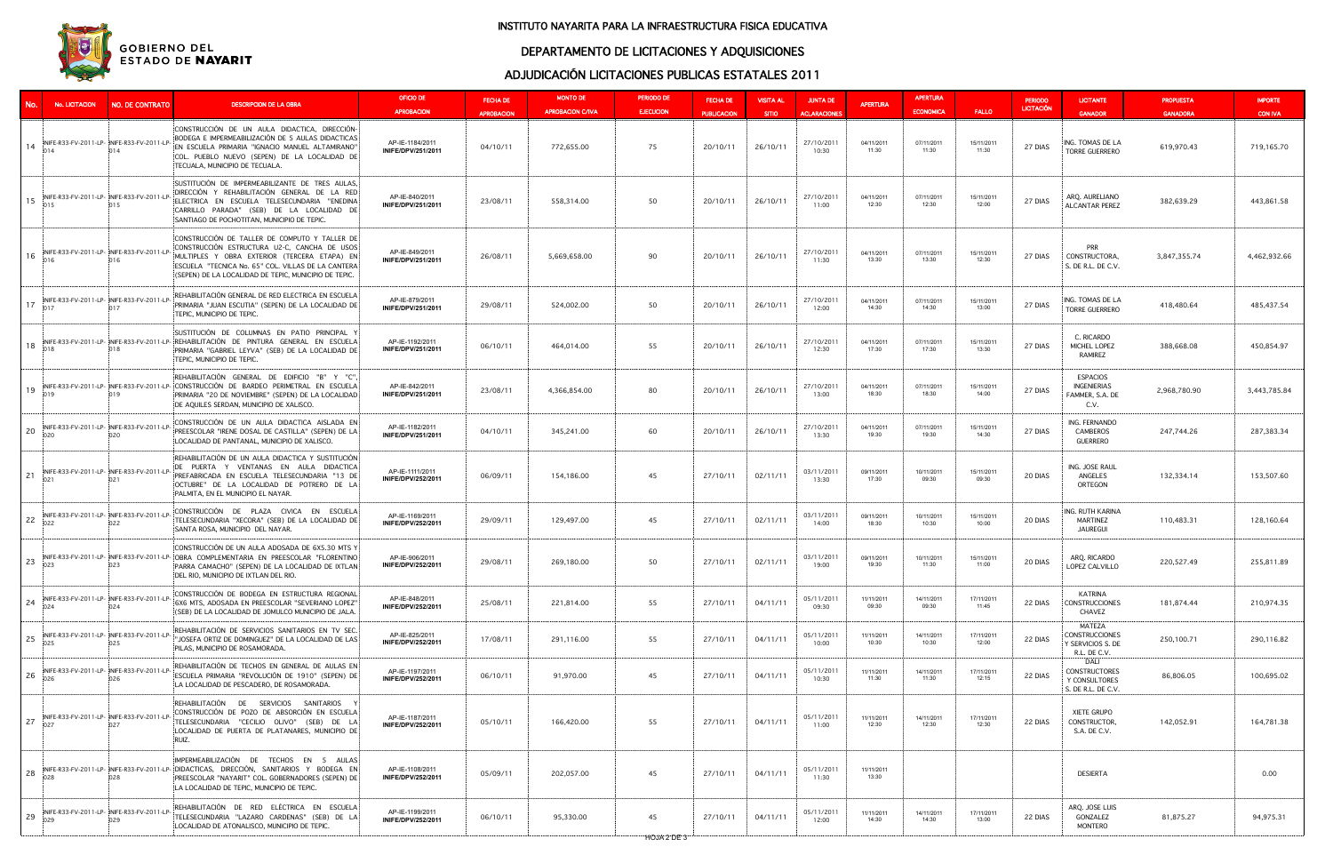# INSTITUTO NAYARITA PARA LA INFRAESTRUCTURA FISICA EDUCATIVA

## DEPARTAMENTO DE LICITACIONES Y ADQUISICIONES

## ADJUDICACIÓN LICITACIONES PUBLICAS ESTATALES 2011

GOBIERNO DEL ESTADO DE NAYARIT

| No. | No. LICITACION | NO. DE CONTRATO | DESCRIPCION DE LA OBRA | OFICIO DE APROBACION | FECHA DE APROBACION | MONTO DE APROBACION C/IVA | PERIODO DE EJECUCION | FECHA DE PUBLICACION | VISITA AL SITIO | JUNTA DE ACLARACIONES | APERTURA | APERTURA ECONOMICA | FALLO | PERIODO LICITACIÓN | LICITANTE GANADOR | PROPUESTA GANADORA | IMPORTE CON IVA |
|---|---|---|---|---|---|---|---|---|---|---|---|---|---|---|---|---|---|
| 14 | INIFE-R33-FV-2011-LP-014 | INIFE-R33-FV-2011-LP-014 | CONSTRUCCIÓN DE UN AULA DIDACTICA, DIRECCIÓN-BODEGA E IMPERMEABILIZACIÓN DE 5 AULAS DIDACTICAS EN ESCUELA PRIMARIA "IGNACIO MANUEL ALTAMIRANO" COL. PUEBLO NUEVO (SEPEN) DE LA LOCALIDAD DE TECUALA, MUNICIPIO DE TECUALA. | AP-IE-1184/2011 INIFE/DPV/251/2011 | 04/10/11 | 772,655.00 | 75 | 20/10/11 | 26/10/11 | 27/10/2011 10:30 | 04/11/2011 11:30 | 07/11/2011 11:30 | 15/11/2011 11:30 | 27 DIAS | ING. TOMAS DE LA TORRE GUERRERO | 619,970.43 | 719,165.70 |
| 15 | INIFE-R33-FV-2011-LP-015 | INIFE-R33-FV-2011-LP-015 | SUSTITUCIÓN DE IMPERMEABILIZANTE DE TRES AULAS, DIRECCIÓN Y REHABILITACIÓN GENERAL DE LA RED ELECTRICA EN ESCUELA TELESECUNDARIA "ENEDINA CARRILLO PARADA" (SEB) DE LA LOCALIDAD DE SANTIAGO DE POCHOTITAN, MUNICIPIO DE TEPIC. | AP-IE-840/2011 INIFE/DPV/251/2011 | 23/08/11 | 558,314.00 | 50 | 20/10/11 | 26/10/11 | 27/10/2011 11:00 | 04/11/2011 12:30 | 07/11/2011 12:30 | 15/11/2011 12:00 | 27 DIAS | ARQ. AURELIANO ALCANTAR PEREZ | 382,639.29 | 443,861.58 |
| 16 | INIFE-R33-FV-2011-LP-016 | INIFE-R33-FV-2011-LP-016 | CONSTRUCCIÓN DE TALLER DE COMPUTO Y TALLER DE CONSTRUCCIÓN ESTRUCTURA U2-C, CANCHA DE USOS MULTIPLES Y OBRA EXTERIOR (TERCERA ETAPA) EN ESCUELA "TECNICA No. 65" COL. VILLAS DE LA CANTERA (SEPEN) DE LA LOCALIDAD DE TEPIC, MUNICIPIO DE TEPIC. | AP-IE-849/2011 INIFE/DPV/251/2011 | 26/08/11 | 5,669,658.00 | 90 | 20/10/11 | 26/10/11 | 27/10/2011 11:30 | 04/11/2011 13:30 | 07/11/2011 13:30 | 15/11/2011 12:30 | 27 DIAS | PRR CONSTRUCTORA, S. DE R.L. DE C.V. | 3,847,355.74 | 4,462,932.66 |
| 17 | INIFE-R33-FV-2011-LP-017 | INIFE-R33-FV-2011-LP-017 | REHABILITACIÓN GENERAL DE RED ELECTRICA EN ESCUELA PRIMARIA "JUAN ESCUTIA" (SEPEN) DE LA LOCALIDAD DE TEPIC, MUNICIPIO DE TEPIC. | AP-IE-879/2011 INIFE/DPV/251/2011 | 29/08/11 | 524,002.00 | 50 | 20/10/11 | 26/10/11 | 27/10/2011 12:00 | 04/11/2011 14:30 | 07/11/2011 14:30 | 15/11/2011 13:00 | 27 DIAS | ING. TOMAS DE LA TORRE GUERRERO | 418,480.64 | 485,437.54 |
| 18 | INIFE-R33-FV-2011-LP-018 | INIFE-R33-FV-2011-LP-018 | SUSTITUCIÓN DE COLUMNAS EN PATIO PRINCIPAL Y REHABILITACIÓN DE PINTURA GENERAL EN ESCUELA PRIMARIA "GABRIEL LEYVA" (SEB) DE LA LOCALIDAD DE TEPIC, MUNICIPIO DE TEPIC. | AP-IE-1192/2011 INIFE/DPV/251/2011 | 06/10/11 | 464,014.00 | 55 | 20/10/11 | 26/10/11 | 27/10/2011 12:30 | 04/11/2011 17:30 | 07/11/2011 17:30 | 15/11/2011 13:30 | 27 DIAS | C. RICARDO MICHEL LOPEZ RAMIREZ | 388,668.08 | 450,854.97 |
| 19 | INIFE-R33-FV-2011-LP-019 | INIFE-R33-FV-2011-LP-019 | REHABILITACIÓN GENERAL DE EDIFICIO "B" Y "C", CONSTRUCCIÓN DE BARDEO PERIMETRAL EN ESCUELA PRIMARIA "20 DE NOVIEMBRE" (SEPEN) DE LA LOCALIDAD DE AQUILES SERDAN, MUNICIPIO DE XALISCO. | AP-IE-842/2011 INIFE/DPV/251/2011 | 23/08/11 | 4,366,854.00 | 80 | 20/10/11 | 26/10/11 | 27/10/2011 13:00 | 04/11/2011 18:30 | 07/11/2011 18:30 | 15/11/2011 14:00 | 27 DIAS | ESPACIOS INGENIERIAS FAMMER, S.A. DE C.V. | 2,968,780.90 | 3,443,785.84 |
| 20 | INIFE-R33-FV-2011-LP-020 | INIFE-R33-FV-2011-LP-020 | CONSTRUCCIÓN DE UN AULA DIDACTICA AISLADA EN PREESCOLAR "IRENE DOSAL DE CASTILLA" (SEPEN) DE LA LOCALIDAD DE PANTANAL, MUNICIPIO DE XALISCO. | AP-IE-1182/2011 INIFE/DPV/251/2011 | 04/10/11 | 345,241.00 | 60 | 20/10/11 | 26/10/11 | 27/10/2011 13:30 | 04/11/2011 19:30 | 07/11/2011 19:30 | 15/11/2011 14:30 | 27 DIAS | ING. FERNANDO CAMBEROS GUERRERO | 247,744.26 | 287,383.34 |
| 21 | INIFE-R33-FV-2011-LP-021 | INIFE-R33-FV-2011-LP-021 | REHABILITACIÓN DE UN AULA DIDACTICA Y SUSTITUCIÓN DE PUERTA Y VENTANAS EN AULA DIDACTICA PREFABRICADA EN ESCUELA TELESECUNDARIA "13 DE OCTUBRE" DE LA LOCALIDAD DE POTRERO DE LA PALMITA, EN EL MUNICIPIO EL NAYAR. | AP-IE-1111/2011 INIFE/DPV/252/2011 | 06/09/11 | 154,186.00 | 45 | 27/10/11 | 02/11/11 | 03/11/2011 13:30 | 09/11/2011 17:30 | 10/11/2011 09:30 | 15/11/2011 09:30 | 20 DIAS | ING. JOSE RAUL ANGELES ORTEGON | 132,334.14 | 153,507.60 |
| 22 | INIFE-R33-FV-2011-LP-022 | INIFE-R33-FV-2011-LP-022 | CONSTRUCCIÓN DE PLAZA CIVICA EN ESCUELA TELESECUNDARIA "XECORA" (SEB) DE LA LOCALIDAD DE SANTA ROSA, MUNICIPIO DEL NAYAR. | AP-IE-1169/2011 INIFE/DPV/252/2011 | 29/09/11 | 129,497.00 | 45 | 27/10/11 | 02/11/11 | 03/11/2011 14:00 | 09/11/2011 18:30 | 10/11/2011 10:30 | 15/11/2011 10:00 | 20 DIAS | ING. RUTH KARINA MARTINEZ JAUREGUI | 110,483.31 | 128,160.64 |
| 23 | INIFE-R33-FV-2011-LP-023 | INIFE-R33-FV-2011-LP-023 | CONSTRUCCIÓN DE UN AULA ADOSADA DE 6X5.30 MTS Y OBRA COMPLEMENTARIA EN PREESCOLAR "FLORENTINO PARRA CAMACHO" (SEPEN) DE LA LOCALIDAD DE IXTLAN DEL RIO, MUNICIPIO DE IXTLAN DEL RIO. | AP-IE-906/2011 INIFE/DPV/252/2011 | 29/08/11 | 269,180.00 | 50 | 27/10/11 | 02/11/11 | 03/11/2011 19:00 | 09/11/2011 19:30 | 10/11/2011 11:30 | 15/11/2011 11:00 | 20 DIAS | ARQ. RICARDO LOPEZ CALVILLO | 220,527.49 | 255,811.89 |
| 24 | INIFE-R33-FV-2011-LP-024 | INIFE-R33-FV-2011-LP-024 | CONSTRUCCIÓN DE BODEGA EN ESTRUCTURA REGIONAL 6X6 MTS, ADOSADA EN PREESCOLAR "SEVERIANO LOPEZ" (SEB) DE LA LOCALIDAD DE JOMULCO MUNICIPIO DE JALA. | AP-IE-848/2011 INIFE/DPV/252/2011 | 25/08/11 | 221,814.00 | 55 | 27/10/11 | 04/11/11 | 05/11/2011 09:30 | 11/11/2011 09:30 | 14/11/2011 09:30 | 17/11/2011 11:45 | 22 DIAS | KATRINA CONSTRUCCIONES CHAVEZ | 181,874.44 | 210,974.35 |
| 25 | INIFE-R33-FV-2011-LP-025 | INIFE-R33-FV-2011-LP-025 | REHABILITACIÓN DE SERVICIOS SANITARIOS EN TV SEC. "JOSEFA ORTIZ DE DOMINGUEZ" DE LA LOCALIDAD DE LAS PILAS, MUNICIPIO DE ROSAMORADA. | AP-IE-825/2011 INIFE/DPV/252/2011 | 17/08/11 | 291,116.00 | 55 | 27/10/11 | 04/11/11 | 05/11/2011 10:00 | 11/11/2011 10:30 | 14/11/2011 10:30 | 17/11/2011 12:00 | 22 DIAS | MATEZA CONSTRUCCIONES Y SERVICIOS S. DE R.L. DE C.V. | 250,100.71 | 290,116.82 |
| 26 | INIFE-R33-FV-2011-LP-026 | INIFE-R33-FV-2011-LP-026 | REHABILITACIÓN DE TECHOS EN GENERAL DE AULAS EN ESCUELA PRIMARIA "REVOLUCIÓN DE 1910" (SEPEN) DE LA LOCALIDAD DE PESCADERO, DE ROSAMORADA. | AP-IE-1197/2011 INIFE/DPV/252/2011 | 06/10/11 | 91,970.00 | 45 | 27/10/11 | 04/11/11 | 05/11/2011 10:30 | 11/11/2011 11:30 | 14/11/2011 11:30 | 17/11/2011 12:15 | 22 DIAS | DALI CONSTRUCTORES Y CONSULTORES S. DE R.L. DE C.V. | 86,806.05 | 100,695.02 |
| 27 | INIFE-R33-FV-2011-LP-027 | INIFE-R33-FV-2011-LP-027 | REHABILITACIÓN DE SERVICIOS SANITARIOS Y CONSTRUCCIÓN DE POZO DE ABSORCIÓN EN ESCUELA TELESECUNDARIA "CECILIO OLIVO" (SEB) DE LA LOCALIDAD DE PUERTA DE PLATANARES, MUNICIPIO DE RUIZ. | AP-IE-1187/2011 INIFE/DPV/252/2011 | 05/10/11 | 166,420.00 | 55 | 27/10/11 | 04/11/11 | 05/11/2011 11:00 | 11/11/2011 12:30 | 14/11/2011 12:30 | 17/11/2011 12:30 | 22 DIAS | XIETE GRUPO CONSTRUCTOR, S.A. DE C.V. | 142,052.91 | 164,781.38 |
| 28 | INIFE-R33-FV-2011-LP-028 | INIFE-R33-FV-2011-LP-028 | IMPERMEABILIZACIÓN DE TECHOS EN 5 AULAS DIDACTICAS, DIRECCIÓN, SANITARIOS Y BODEGA EN PREESCOLAR "NAYARIT" COL. GOBERNADORES (SEPEN) DE LA LOCALIDAD DE TEPIC, MUNICIPIO DE TEPIC. | AP-IE-1108/2011 INIFE/DPV/252/2011 | 05/09/11 | 202,057.00 | 45 | 27/10/11 | 04/11/11 | 05/11/2011 11:30 | 11/11/2011 13:30 | | | | DESIERTA | | 0.00 |
| 29 | INIFE-R33-FV-2011-LP-029 | INIFE-R33-FV-2011-LP-029 | REHABILITACIÓN DE RED ELÉCTRICA EN ESCUELA TELESECUNDARIA "LAZARO CARDENAS" (SEB) DE LA LOCALIDAD DE ATONALISCO, MUNICIPIO DE TEPIC. | AP-IE-1199/2011 INIFE/DPV/252/2011 | 06/10/11 | 95,330.00 | 45 | 27/10/11 | 04/11/11 | 05/11/2011 12:00 | 11/11/2011 14:30 | 14/11/2011 14:30 | 17/11/2011 13:00 | 22 DIAS | ARQ. JOSE LUIS GONZALEZ MONTERO | 81,875.27 | 94,975.31 |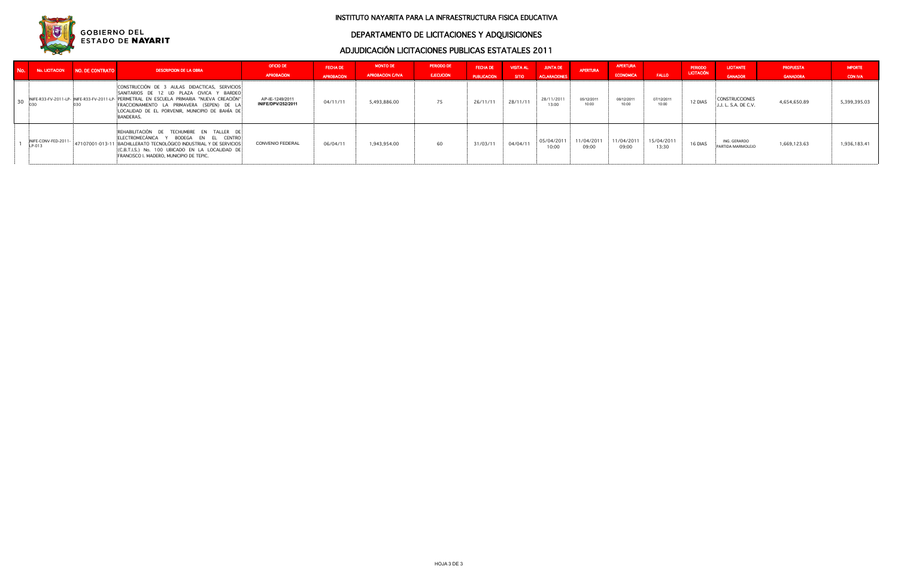GOBIERNO DEL ESTADO DE NAYARIT

# INSTITUTO NAYARITA PARA LA INFRAESTRUCTURA FISICA EDUCATIVA

## DEPARTAMENTO DE LICITACIONES Y ADQUISICIONES

## ADJUDICACIÓN LICITACIONES PUBLICAS ESTATALES 2011

| No. | No. LICITACION | NO. DE CONTRATO | DESCRIPCION DE LA OBRA | OFICIO DE APROBACION | FECHA DE APROBACION | MONTO DE APROBACION C/IVA | PERIODO DE EJECUCION | FECHA DE PUBLICACION | VISITA AL SITIO | JUNTA DE ACLARACIONES | APERTURA | APERTURA ECONOMICA | FALLO | PERIODO LICITACIÓN | LICITANTE GANADOR | PROPUESTA GANADORA | IMPORTE CON IVA |
|---|---|---|---|---|---|---|---|---|---|---|---|---|---|---|---|---|---|
| 30 | INIFE-R33-FV-2011-LP-030 | INIFE-R33-FV-2011-LP-030 | CONSTRUCCIÓN DE 3 AULAS DIDACTICAS, SERVICIOS SANITARIOS DE 12 UD PLAZA CIVICA Y BARDEO PERIMETRAL EN ESCUELA PRIMARIA "NUEVA CREACIÓN" FRACCIONAMIENTO LA PRIMAVERA (SEPEN) DE LA LOCALIDAD DE EL PORVENIR, MUNICIPIO DE BAHÍA DE BANDERAS. | AP-IE-1249/2011 INIFE/DPV/252/2011 | 04/11/11 | 5,493,886.00 | 75 | 26/11/11 | 28/11/11 | 28/11/2011 13:00 | 05/12/2011 10:00 | 06/12/2011 10:00 | 07/12/2011 10:00 | 12 DIAS | CONSTRUCCIONES J.J. L. S.A. DE C.V. | 4,654,650.89 | 5,399,395.03 |
| 1 | INIFE-CONV-FED-2011-LP-013 | 47107001-013-11 | REHABILITACIÓN DE TECHUMBRE EN TALLER DE ELECTROMECÁNICA Y BODEGA EN EL CENTRO BACHILLERATO TECNOLÓGICO INDUSTRIAL Y DE SERVICIOS (C.B.T.I.S.) No. 100 UBICADO EN LA LOCALIDAD DE FRANCISCO I. MADERO, MUNICIPIO DE TEPIC. | CONVENIO FEDERAL | 06/04/11 | 1,943,954.00 | 60 | 31/03/11 | 04/04/11 | 05/04/2011 10:00 | 11/04/2011 09:00 | 11/04/2011 09:00 | 15/04/2011 13:30 | 16 DIAS | ING. GERARDO PARTIDA MARMOLEJO | 1,669,123.63 | 1,936,183.41 |